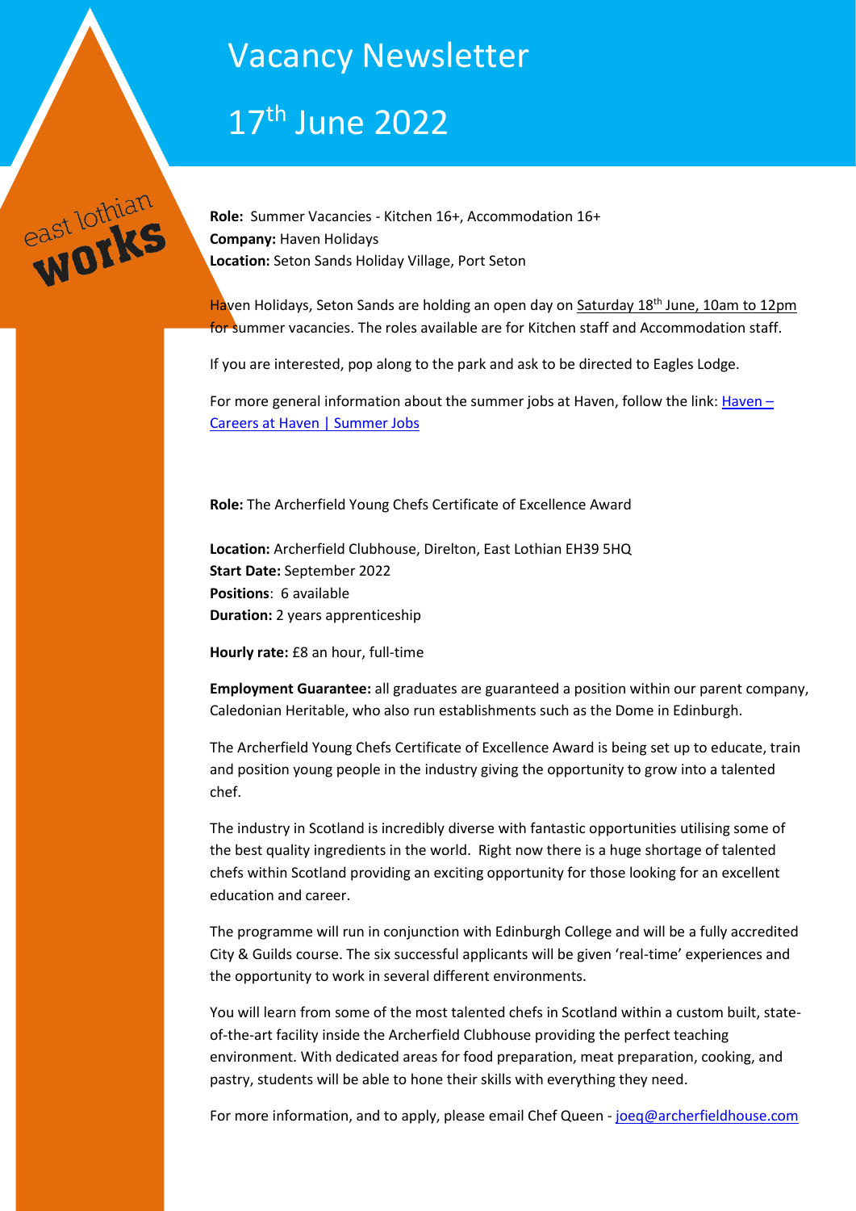# Vacancy Newsletter

# 17th June 2022

east lothian **works**

**Role:** Summer Vacancies - Kitchen 16+, Accommodation 16+
**Company:** Haven Holidays
**Location:** Seton Sands Holiday Village, Port Seton

Haven Holidays, Seton Sands are holding an open day on Saturday 18th June, 10am to 12pm for summer vacancies. The roles available are for Kitchen staff and Accommodation staff.

If you are interested, pop along to the park and ask to be directed to Eagles Lodge.

For more general information about the summer jobs at Haven, follow the link: Haven – Careers at Haven | Summer Jobs

**Role:** The Archerfield Young Chefs Certificate of Excellence Award

**Location:** Archerfield Clubhouse, Direlton, East Lothian EH39 5HQ
**Start Date:** September 2022
**Positions**: 6 available
**Duration:** 2 years apprenticeship

**Hourly rate:** £8 an hour, full-time

**Employment Guarantee:** all graduates are guaranteed a position within our parent company, Caledonian Heritable, who also run establishments such as the Dome in Edinburgh.

The Archerfield Young Chefs Certificate of Excellence Award is being set up to educate, train and position young people in the industry giving the opportunity to grow into a talented chef.

The industry in Scotland is incredibly diverse with fantastic opportunities utilising some of the best quality ingredients in the world. Right now there is a huge shortage of talented chefs within Scotland providing an exciting opportunity for those looking for an excellent education and career.

The programme will run in conjunction with Edinburgh College and will be a fully accredited City & Guilds course. The six successful applicants will be given 'real-time' experiences and the opportunity to work in several different environments.

You will learn from some of the most talented chefs in Scotland within a custom built, state-of-the-art facility inside the Archerfield Clubhouse providing the perfect teaching environment. With dedicated areas for food preparation, meat preparation, cooking, and pastry, students will be able to hone their skills with everything they need.

For more information, and to apply, please email Chef Queen - joeq@archerfieldhouse.com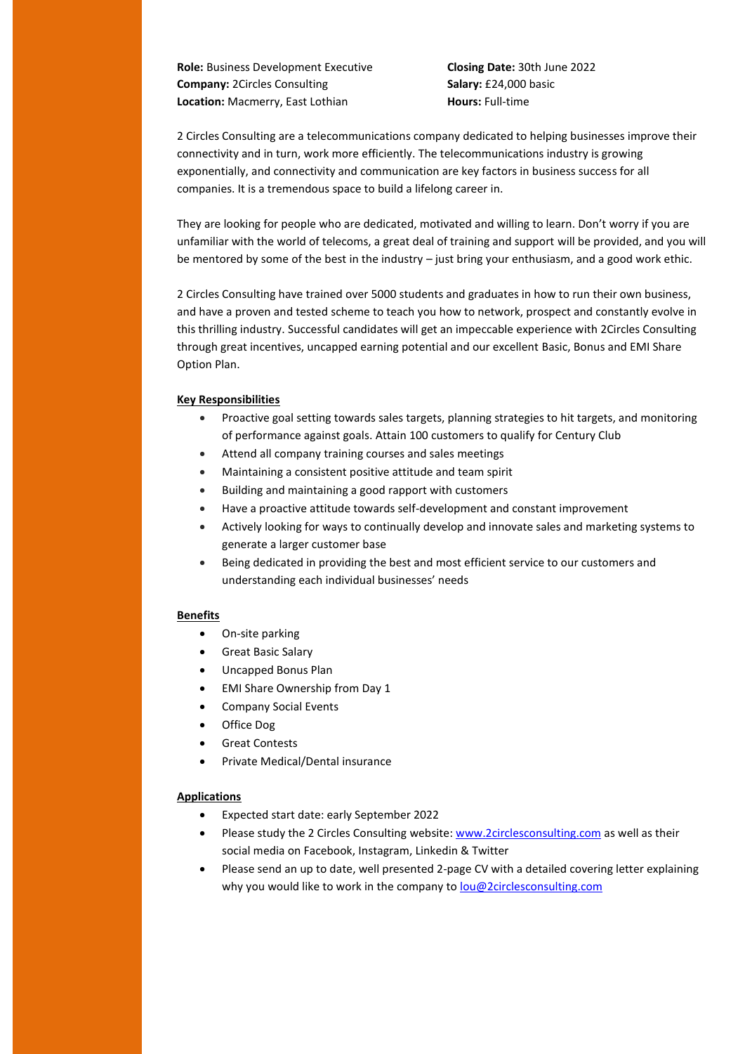**Role:** Business Development Executive
**Company:** 2Circles Consulting
**Location:** Macmerry, East Lothian

**Closing Date:** 30th June 2022
**Salary:** £24,000 basic
**Hours:** Full-time

2 Circles Consulting are a telecommunications company dedicated to helping businesses improve their connectivity and in turn, work more efficiently. The telecommunications industry is growing exponentially, and connectivity and communication are key factors in business success for all companies. It is a tremendous space to build a lifelong career in.

They are looking for people who are dedicated, motivated and willing to learn. Don't worry if you are unfamiliar with the world of telecoms, a great deal of training and support will be provided, and you will be mentored by some of the best in the industry – just bring your enthusiasm, and a good work ethic.

2 Circles Consulting have trained over 5000 students and graduates in how to run their own business, and have a proven and tested scheme to teach you how to network, prospect and constantly evolve in this thrilling industry. Successful candidates will get an impeccable experience with 2Circles Consulting through great incentives, uncapped earning potential and our excellent Basic, Bonus and EMI Share Option Plan.

**Key Responsibilities**

- Proactive goal setting towards sales targets, planning strategies to hit targets, and monitoring of performance against goals. Attain 100 customers to qualify for Century Club
- Attend all company training courses and sales meetings
- Maintaining a consistent positive attitude and team spirit
- Building and maintaining a good rapport with customers
- Have a proactive attitude towards self-development and constant improvement
- Actively looking for ways to continually develop and innovate sales and marketing systems to generate a larger customer base
- Being dedicated in providing the best and most efficient service to our customers and understanding each individual businesses' needs

**Benefits**

- On-site parking
- Great Basic Salary
- Uncapped Bonus Plan
- EMI Share Ownership from Day 1
- Company Social Events
- Office Dog
- Great Contests
- Private Medical/Dental insurance

**Applications**

- Expected start date: early September 2022
- Please study the 2 Circles Consulting website: www.2circlesconsulting.com as well as their social media on Facebook, Instagram, Linkedin & Twitter
- Please send an up to date, well presented 2-page CV with a detailed covering letter explaining why you would like to work in the company to lou@2circlesconsulting.com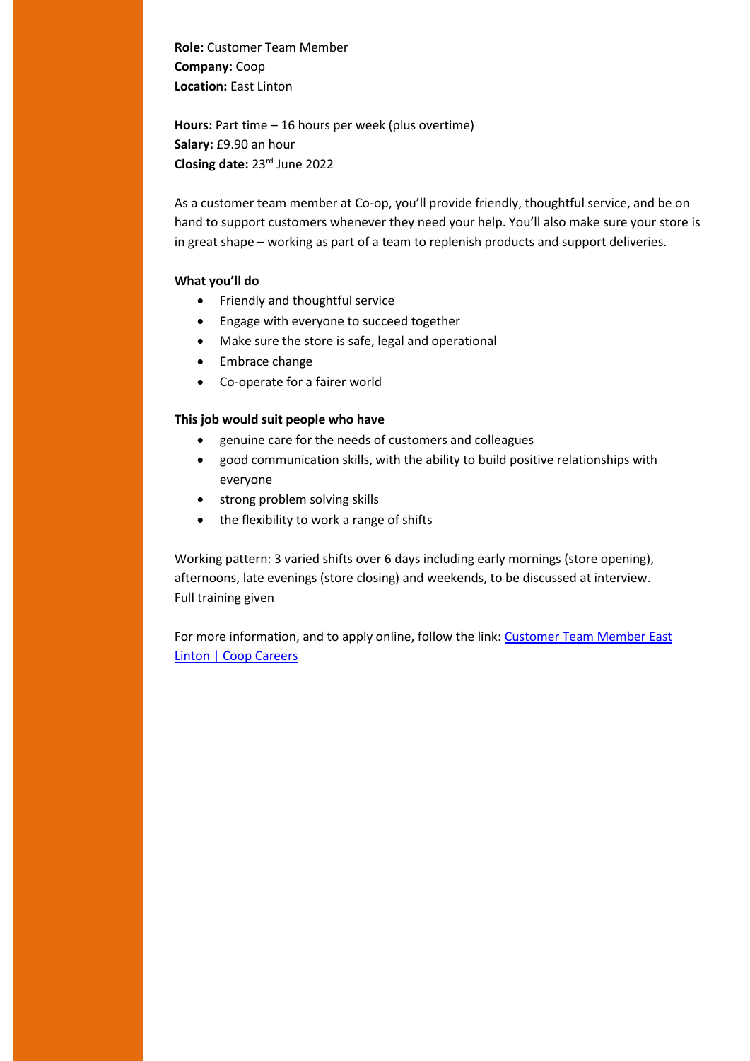**Role:** Customer Team Member
**Company:** Coop
**Location:** East Linton

**Hours:** Part time – 16 hours per week (plus overtime)
**Salary:** £9.90 an hour
**Closing date:** 23rd June 2022

As a customer team member at Co-op, you'll provide friendly, thoughtful service, and be on hand to support customers whenever they need your help. You'll also make sure your store is in great shape – working as part of a team to replenish products and support deliveries.

**What you'll do**

- Friendly and thoughtful service
- Engage with everyone to succeed together
- Make sure the store is safe, legal and operational
- Embrace change
- Co-operate for a fairer world

**This job would suit people who have**

- genuine care for the needs of customers and colleagues
- good communication skills, with the ability to build positive relationships with everyone
- strong problem solving skills
- the flexibility to work a range of shifts

Working pattern: 3 varied shifts over 6 days including early mornings (store opening), afternoons, late evenings (store closing) and weekends, to be discussed at interview.
Full training given

For more information, and to apply online, follow the link: Customer Team Member East Linton | Coop Careers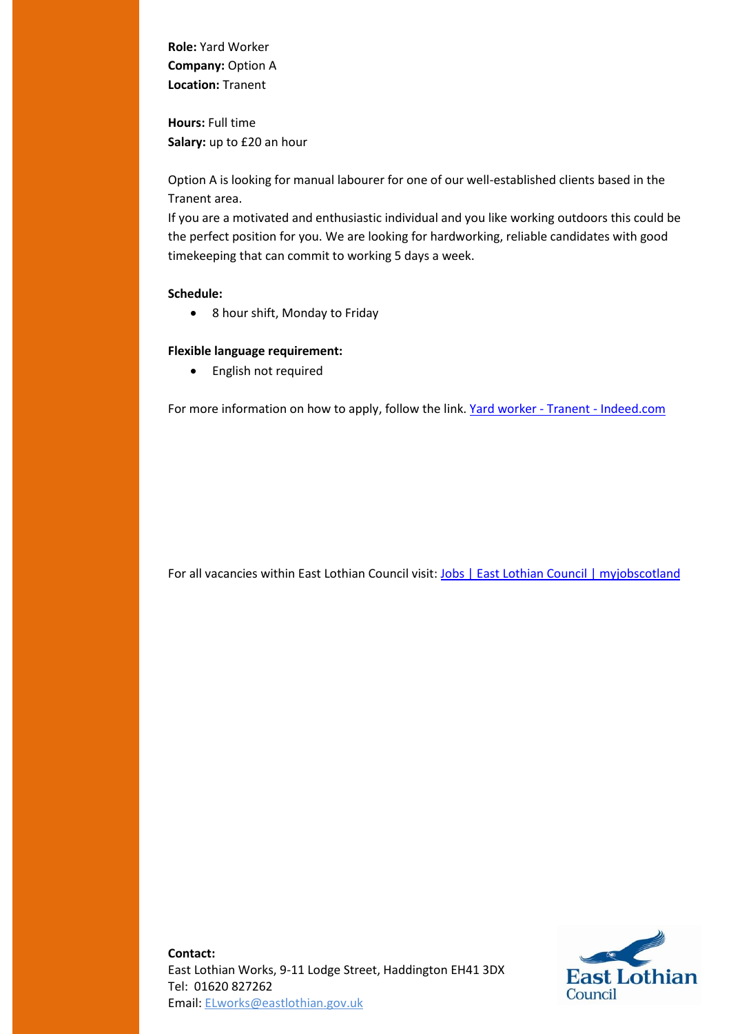**Role:** Yard Worker
**Company:** Option A
**Location:** Tranent

**Hours:** Full time
**Salary:** up to £20 an hour

Option A is looking for manual labourer for one of our well-established clients based in the Tranent area.
If you are a motivated and enthusiastic individual and you like working outdoors this could be the perfect position for you. We are looking for hardworking, reliable candidates with good timekeeping that can commit to working 5 days a week.

**Schedule:**

- 8 hour shift, Monday to Friday

**Flexible language requirement:**

- English not required

For more information on how to apply, follow the link. Yard worker - Tranent - Indeed.com

For all vacancies within East Lothian Council visit: Jobs | East Lothian Council | myjobscotland

**Contact:**
East Lothian Works, 9-11 Lodge Street, Haddington EH41 3DX
Tel: 01620 827262
Email: ELworks@eastlothian.gov.uk